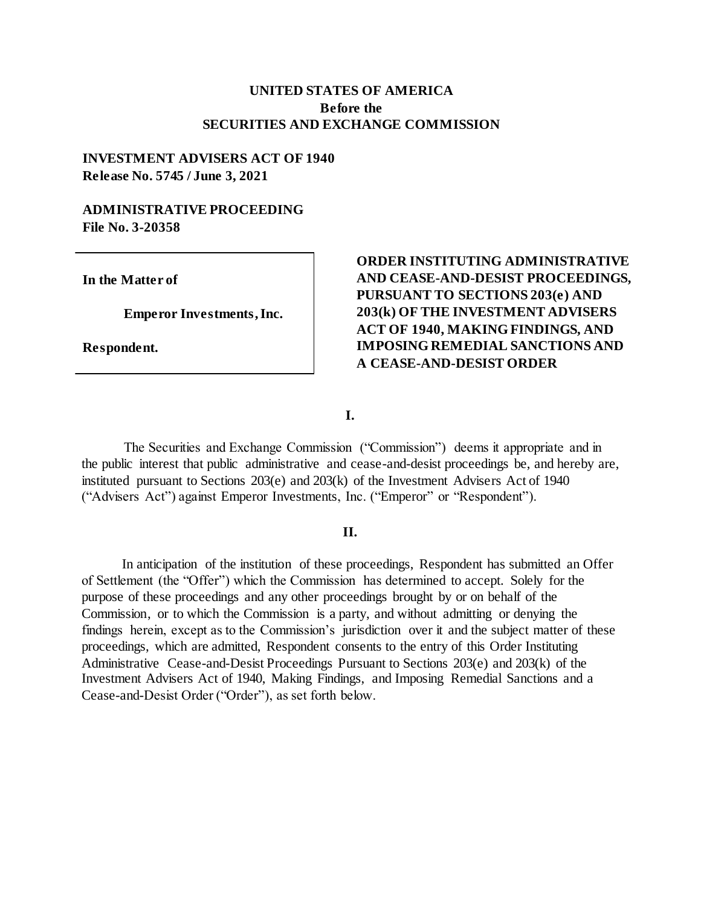**UNITED STATES OF AMERICA**
**Before the**
**SECURITIES AND EXCHANGE COMMISSION**

**INVESTMENT ADVISERS ACT OF 1940**
**Release No. 5745 / June 3, 2021**

**ADMINISTRATIVE PROCEEDING**
**File No. 3-20358**

| | |
|---|---|
| **In the Matter of**<br><br>**Emperor Investments, Inc.**<br><br>**Respondent.** | **ORDER INSTITUTING ADMINISTRATIVE AND CEASE-AND-DESIST PROCEEDINGS, PURSUANT TO SECTIONS 203(e) AND 203(k) OF THE INVESTMENT ADVISERS ACT OF 1940, MAKING FINDINGS, AND IMPOSING REMEDIAL SANCTIONS AND A CEASE-AND-DESIST ORDER** |

## I.

The Securities and Exchange Commission ("Commission") deems it appropriate and in the public interest that public administrative and cease-and-desist proceedings be, and hereby are, instituted pursuant to Sections 203(e) and 203(k) of the Investment Advisers Act of 1940 ("Advisers Act") against Emperor Investments, Inc. ("Emperor" or "Respondent").

## II.

In anticipation of the institution of these proceedings, Respondent has submitted an Offer of Settlement (the "Offer") which the Commission has determined to accept. Solely for the purpose of these proceedings and any other proceedings brought by or on behalf of the Commission, or to which the Commission is a party, and without admitting or denying the findings herein, except as to the Commission's jurisdiction over it and the subject matter of these proceedings, which are admitted, Respondent consents to the entry of this Order Instituting Administrative Cease-and-Desist Proceedings Pursuant to Sections 203(e) and 203(k) of the Investment Advisers Act of 1940, Making Findings, and Imposing Remedial Sanctions and a Cease-and-Desist Order ("Order"), as set forth below.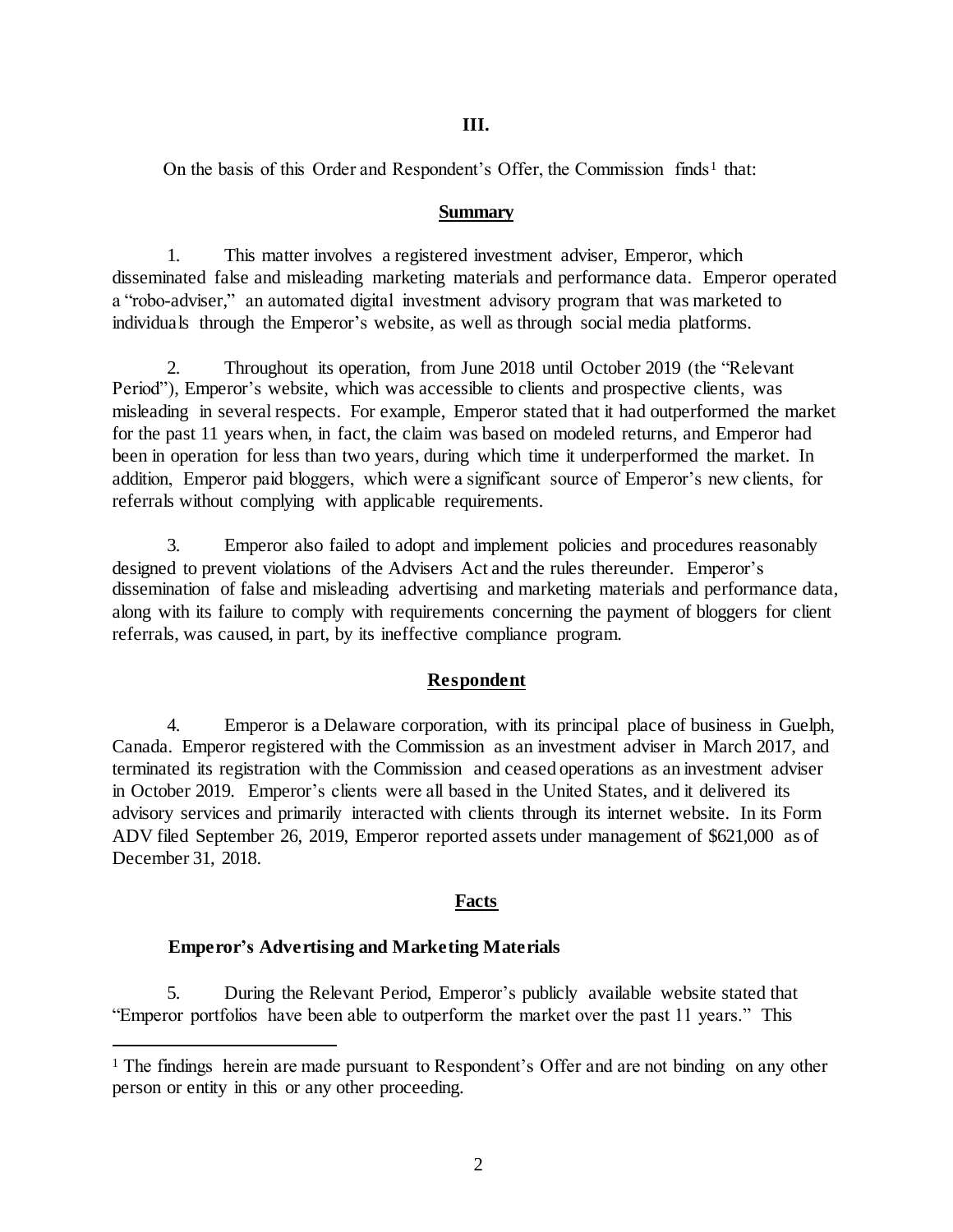**III.**

On the basis of this Order and Respondent's Offer, the Commission finds[1] that:

**Summary**

1. This matter involves a registered investment adviser, Emperor, which disseminated false and misleading marketing materials and performance data. Emperor operated a "robo-adviser," an automated digital investment advisory program that was marketed to individuals through the Emperor's website, as well as through social media platforms.

2. Throughout its operation, from June 2018 until October 2019 (the "Relevant Period"), Emperor's website, which was accessible to clients and prospective clients, was misleading in several respects. For example, Emperor stated that it had outperformed the market for the past 11 years when, in fact, the claim was based on modeled returns, and Emperor had been in operation for less than two years, during which time it underperformed the market. In addition, Emperor paid bloggers, which were a significant source of Emperor's new clients, for referrals without complying with applicable requirements.

3. Emperor also failed to adopt and implement policies and procedures reasonably designed to prevent violations of the Advisers Act and the rules thereunder. Emperor's dissemination of false and misleading advertising and marketing materials and performance data, along with its failure to comply with requirements concerning the payment of bloggers for client referrals, was caused, in part, by its ineffective compliance program.

**Respondent**

4. Emperor is a Delaware corporation, with its principal place of business in Guelph, Canada. Emperor registered with the Commission as an investment adviser in March 2017, and terminated its registration with the Commission and ceased operations as an investment adviser in October 2019. Emperor's clients were all based in the United States, and it delivered its advisory services and primarily interacted with clients through its internet website. In its Form ADV filed September 26, 2019, Emperor reported assets under management of $621,000 as of December 31, 2018.

**Facts**

**Emperor's Advertising and Marketing Materials**

5. During the Relevant Period, Emperor's publicly available website stated that "Emperor portfolios have been able to outperform the market over the past 11 years." This

[1] The findings herein are made pursuant to Respondent's Offer and are not binding on any other person or entity in this or any other proceeding.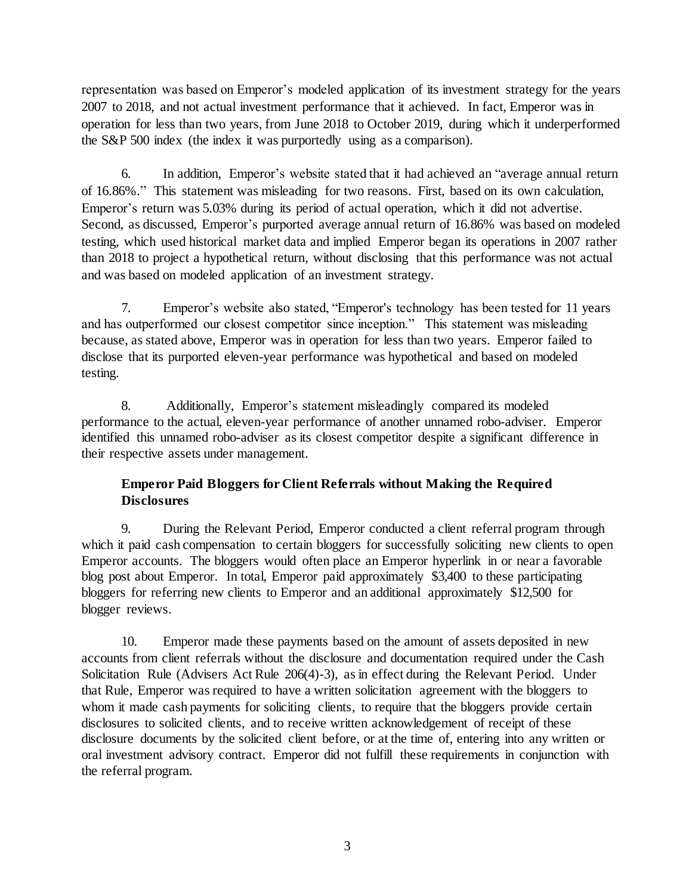representation was based on Emperor's modeled application of its investment strategy for the years 2007 to 2018, and not actual investment performance that it achieved. In fact, Emperor was in operation for less than two years, from June 2018 to October 2019, during which it underperformed the S&P 500 index (the index it was purportedly using as a comparison).

6. In addition, Emperor's website stated that it had achieved an "average annual return of 16.86%." This statement was misleading for two reasons. First, based on its own calculation, Emperor's return was 5.03% during its period of actual operation, which it did not advertise. Second, as discussed, Emperor's purported average annual return of 16.86% was based on modeled testing, which used historical market data and implied Emperor began its operations in 2007 rather than 2018 to project a hypothetical return, without disclosing that this performance was not actual and was based on modeled application of an investment strategy.

7. Emperor's website also stated, "Emperor's technology has been tested for 11 years and has outperformed our closest competitor since inception." This statement was misleading because, as stated above, Emperor was in operation for less than two years. Emperor failed to disclose that its purported eleven-year performance was hypothetical and based on modeled testing.

8. Additionally, Emperor's statement misleadingly compared its modeled performance to the actual, eleven-year performance of another unnamed robo-adviser. Emperor identified this unnamed robo-adviser as its closest competitor despite a significant difference in their respective assets under management.

**Emperor Paid Bloggers for Client Referrals without Making the Required Disclosures**

9. During the Relevant Period, Emperor conducted a client referral program through which it paid cash compensation to certain bloggers for successfully soliciting new clients to open Emperor accounts. The bloggers would often place an Emperor hyperlink in or near a favorable blog post about Emperor. In total, Emperor paid approximately $3,400 to these participating bloggers for referring new clients to Emperor and an additional approximately $12,500 for blogger reviews.

10. Emperor made these payments based on the amount of assets deposited in new accounts from client referrals without the disclosure and documentation required under the Cash Solicitation Rule (Advisers Act Rule 206(4)-3), as in effect during the Relevant Period. Under that Rule, Emperor was required to have a written solicitation agreement with the bloggers to whom it made cash payments for soliciting clients, to require that the bloggers provide certain disclosures to solicited clients, and to receive written acknowledgement of receipt of these disclosure documents by the solicited client before, or at the time of, entering into any written or oral investment advisory contract. Emperor did not fulfill these requirements in conjunction with the referral program.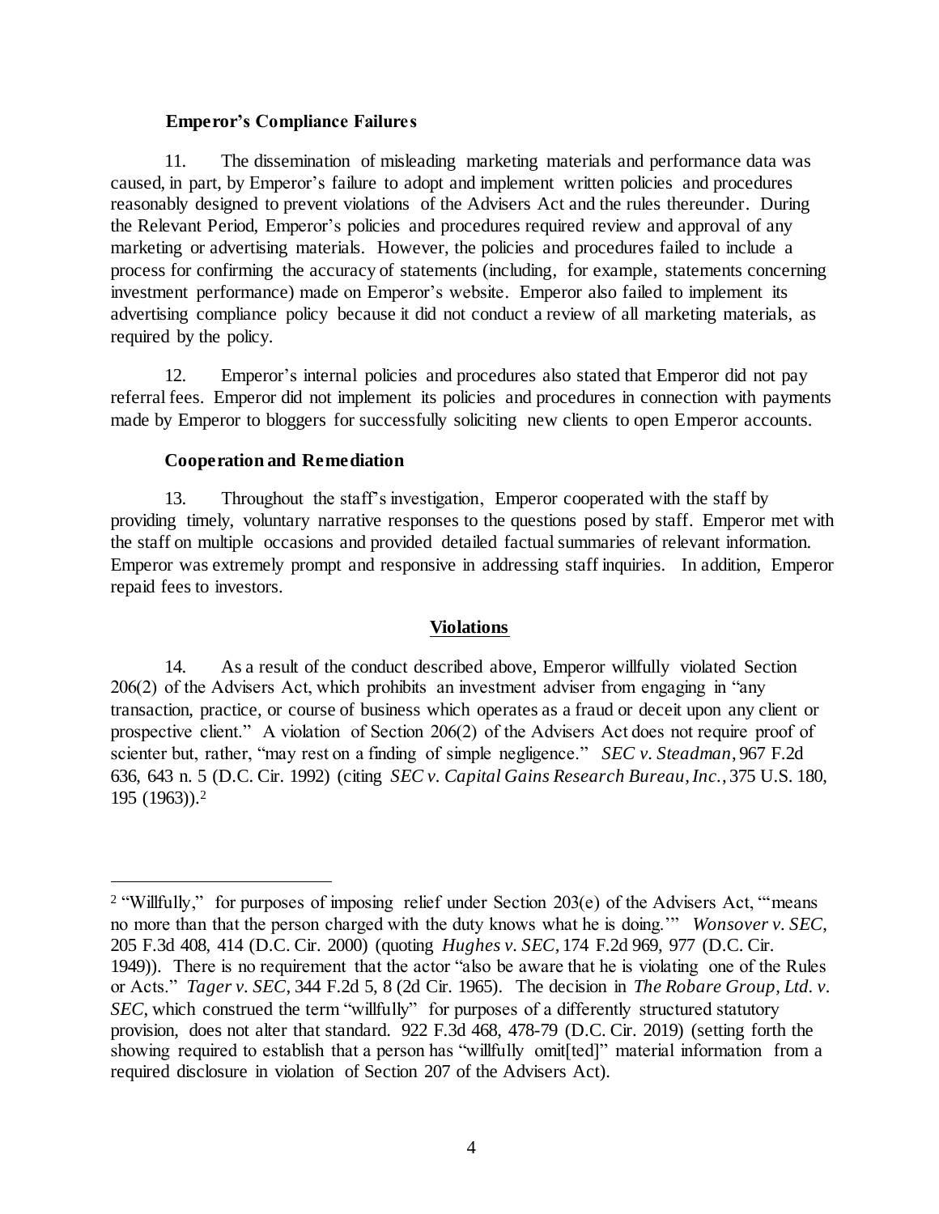**Emperor's Compliance Failures**

11. The dissemination of misleading marketing materials and performance data was caused, in part, by Emperor's failure to adopt and implement written policies and procedures reasonably designed to prevent violations of the Advisers Act and the rules thereunder. During the Relevant Period, Emperor's policies and procedures required review and approval of any marketing or advertising materials. However, the policies and procedures failed to include a process for confirming the accuracy of statements (including, for example, statements concerning investment performance) made on Emperor's website. Emperor also failed to implement its advertising compliance policy because it did not conduct a review of all marketing materials, as required by the policy.

12. Emperor's internal policies and procedures also stated that Emperor did not pay referral fees. Emperor did not implement its policies and procedures in connection with payments made by Emperor to bloggers for successfully soliciting new clients to open Emperor accounts.

**Cooperation and Remediation**

13. Throughout the staff's investigation, Emperor cooperated with the staff by providing timely, voluntary narrative responses to the questions posed by staff. Emperor met with the staff on multiple occasions and provided detailed factual summaries of relevant information. Emperor was extremely prompt and responsive in addressing staff inquiries. In addition, Emperor repaid fees to investors.

## Violations

14. As a result of the conduct described above, Emperor willfully violated Section 206(2) of the Advisers Act, which prohibits an investment adviser from engaging in "any transaction, practice, or course of business which operates as a fraud or deceit upon any client or prospective client." A violation of Section 206(2) of the Advisers Act does not require proof of scienter but, rather, "may rest on a finding of simple negligence." *SEC v. Steadman*, 967 F.2d 636, 643 n. 5 (D.C. Cir. 1992) (citing *SEC v. Capital Gains Research Bureau, Inc.*, 375 U.S. 180, 195 (1963)).[2]

---

[2] "Willfully," for purposes of imposing relief under Section 203(e) of the Advisers Act, "'means no more than that the person charged with the duty knows what he is doing.'" *Wonsover v. SEC*, 205 F.3d 408, 414 (D.C. Cir. 2000) (quoting *Hughes v. SEC*, 174 F.2d 969, 977 (D.C. Cir. 1949)). There is no requirement that the actor "also be aware that he is violating one of the Rules or Acts." *Tager v. SEC*, 344 F.2d 5, 8 (2d Cir. 1965). The decision in *The Robare Group, Ltd. v. SEC*, which construed the term "willfully" for purposes of a differently structured statutory provision, does not alter that standard. 922 F.3d 468, 478-79 (D.C. Cir. 2019) (setting forth the showing required to establish that a person has "willfully omit[ted]" material information from a required disclosure in violation of Section 207 of the Advisers Act).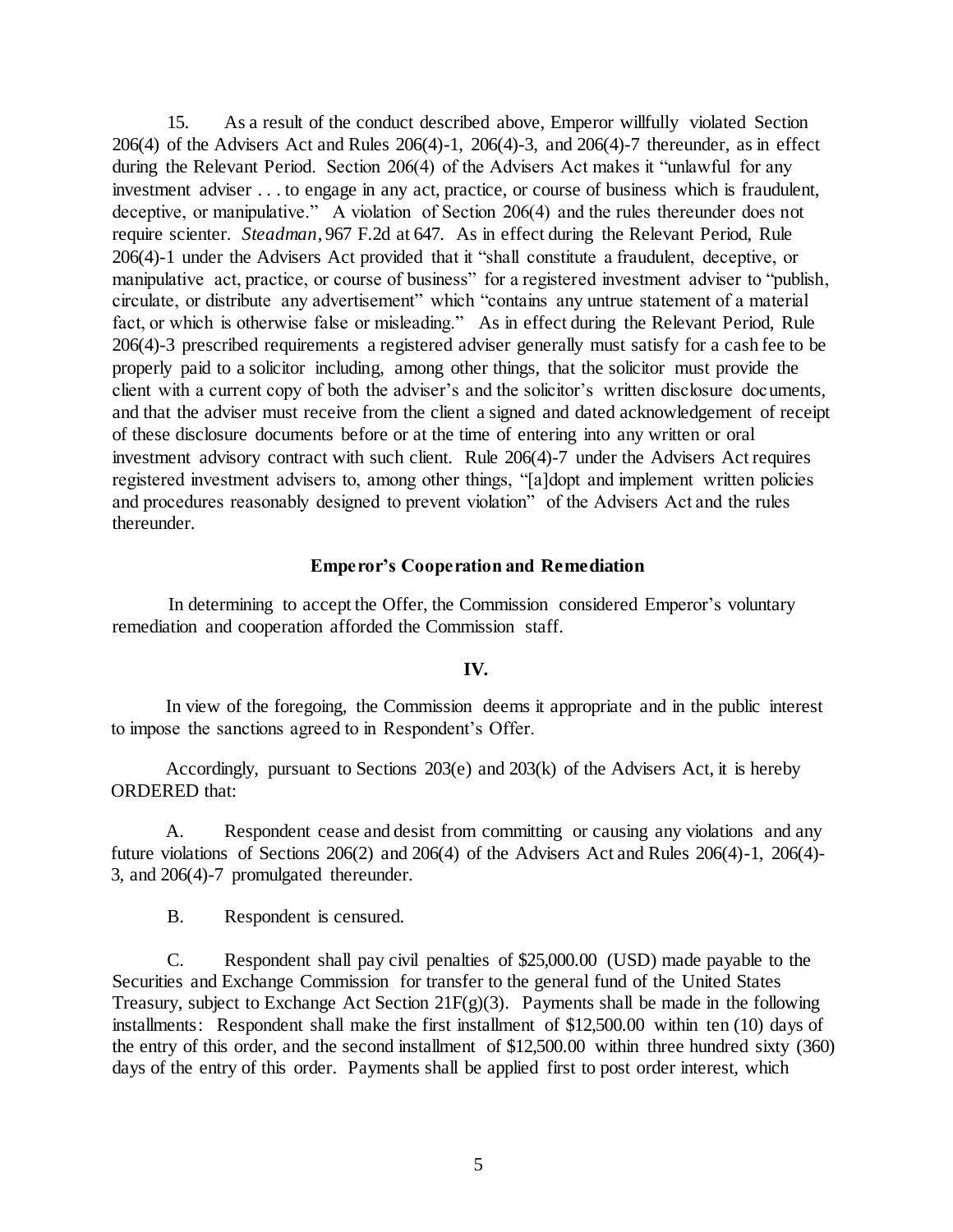15. As a result of the conduct described above, Emperor willfully violated Section 206(4) of the Advisers Act and Rules 206(4)-1, 206(4)-3, and 206(4)-7 thereunder, as in effect during the Relevant Period. Section 206(4) of the Advisers Act makes it "unlawful for any investment adviser . . . to engage in any act, practice, or course of business which is fraudulent, deceptive, or manipulative." A violation of Section 206(4) and the rules thereunder does not require scienter. *Steadman*, 967 F.2d at 647. As in effect during the Relevant Period, Rule 206(4)-1 under the Advisers Act provided that it "shall constitute a fraudulent, deceptive, or manipulative act, practice, or course of business" for a registered investment adviser to "publish, circulate, or distribute any advertisement" which "contains any untrue statement of a material fact, or which is otherwise false or misleading." As in effect during the Relevant Period, Rule 206(4)-3 prescribed requirements a registered adviser generally must satisfy for a cash fee to be properly paid to a solicitor including, among other things, that the solicitor must provide the client with a current copy of both the adviser's and the solicitor's written disclosure documents, and that the adviser must receive from the client a signed and dated acknowledgement of receipt of these disclosure documents before or at the time of entering into any written or oral investment advisory contract with such client. Rule 206(4)-7 under the Advisers Act requires registered investment advisers to, among other things, "[a]dopt and implement written policies and procedures reasonably designed to prevent violation" of the Advisers Act and the rules thereunder.

**Emperor's Cooperation and Remediation**

In determining to accept the Offer, the Commission considered Emperor's voluntary remediation and cooperation afforded the Commission staff.

**IV.**

In view of the foregoing, the Commission deems it appropriate and in the public interest to impose the sanctions agreed to in Respondent's Offer.

Accordingly, pursuant to Sections 203(e) and 203(k) of the Advisers Act, it is hereby ORDERED that:

A. Respondent cease and desist from committing or causing any violations and any future violations of Sections 206(2) and 206(4) of the Advisers Act and Rules 206(4)-1, 206(4)-3, and 206(4)-7 promulgated thereunder.

B. Respondent is censured.

C. Respondent shall pay civil penalties of $25,000.00 (USD) made payable to the Securities and Exchange Commission for transfer to the general fund of the United States Treasury, subject to Exchange Act Section 21F(g)(3). Payments shall be made in the following installments: Respondent shall make the first installment of $12,500.00 within ten (10) days of the entry of this order, and the second installment of $12,500.00 within three hundred sixty (360) days of the entry of this order. Payments shall be applied first to post order interest, which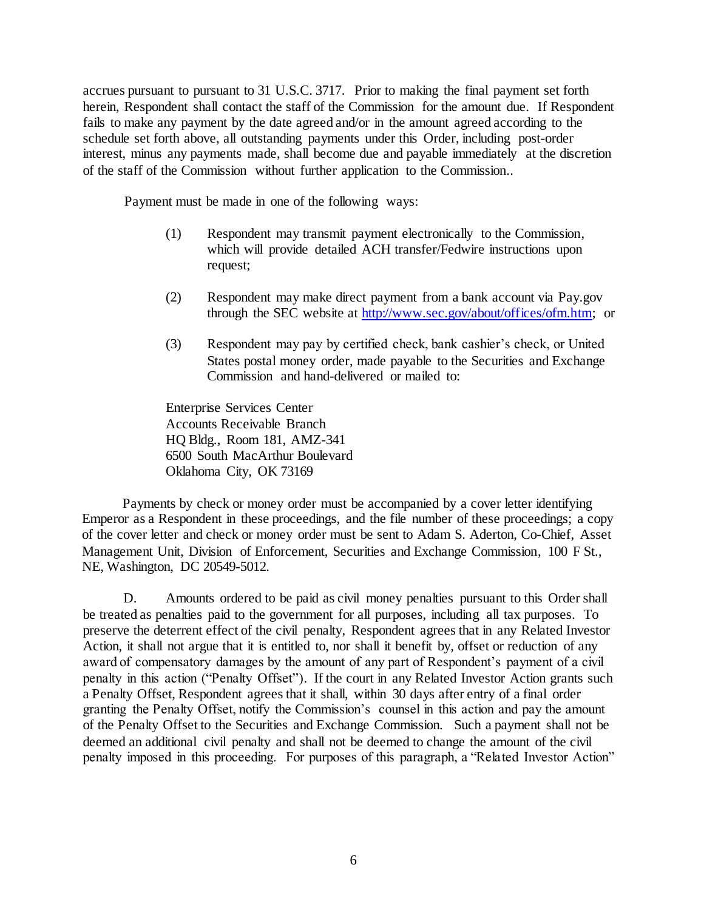accrues pursuant to pursuant to 31 U.S.C. 3717. Prior to making the final payment set forth herein, Respondent shall contact the staff of the Commission for the amount due. If Respondent fails to make any payment by the date agreed and/or in the amount agreed according to the schedule set forth above, all outstanding payments under this Order, including post-order interest, minus any payments made, shall become due and payable immediately at the discretion of the staff of the Commission without further application to the Commission..

Payment must be made in one of the following ways:

(1) Respondent may transmit payment electronically to the Commission, which will provide detailed ACH transfer/Fedwire instructions upon request;

(2) Respondent may make direct payment from a bank account via Pay.gov through the SEC website at http://www.sec.gov/about/offices/ofm.htm; or

(3) Respondent may pay by certified check, bank cashier's check, or United States postal money order, made payable to the Securities and Exchange Commission and hand-delivered or mailed to:

Enterprise Services Center
Accounts Receivable Branch
HQ Bldg., Room 181, AMZ-341
6500 South MacArthur Boulevard
Oklahoma City, OK 73169

Payments by check or money order must be accompanied by a cover letter identifying Emperor as a Respondent in these proceedings, and the file number of these proceedings; a copy of the cover letter and check or money order must be sent to Adam S. Aderton, Co-Chief, Asset Management Unit, Division of Enforcement, Securities and Exchange Commission, 100 F St., NE, Washington, DC 20549-5012.

D. Amounts ordered to be paid as civil money penalties pursuant to this Order shall be treated as penalties paid to the government for all purposes, including all tax purposes. To preserve the deterrent effect of the civil penalty, Respondent agrees that in any Related Investor Action, it shall not argue that it is entitled to, nor shall it benefit by, offset or reduction of any award of compensatory damages by the amount of any part of Respondent's payment of a civil penalty in this action ("Penalty Offset"). If the court in any Related Investor Action grants such a Penalty Offset, Respondent agrees that it shall, within 30 days after entry of a final order granting the Penalty Offset, notify the Commission's counsel in this action and pay the amount of the Penalty Offset to the Securities and Exchange Commission. Such a payment shall not be deemed an additional civil penalty and shall not be deemed to change the amount of the civil penalty imposed in this proceeding. For purposes of this paragraph, a "Related Investor Action"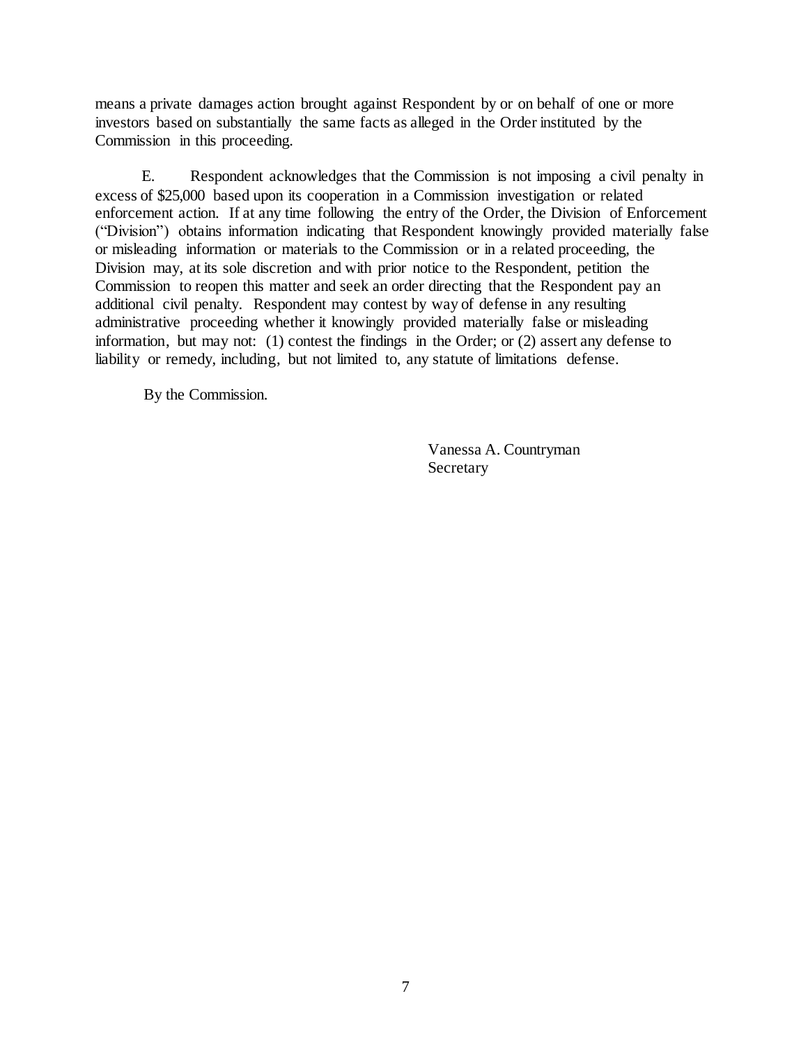means a private damages action brought against Respondent by or on behalf of one or more investors based on substantially the same facts as alleged in the Order instituted by the Commission in this proceeding.

E. Respondent acknowledges that the Commission is not imposing a civil penalty in excess of $25,000 based upon its cooperation in a Commission investigation or related enforcement action. If at any time following the entry of the Order, the Division of Enforcement ("Division") obtains information indicating that Respondent knowingly provided materially false or misleading information or materials to the Commission or in a related proceeding, the Division may, at its sole discretion and with prior notice to the Respondent, petition the Commission to reopen this matter and seek an order directing that the Respondent pay an additional civil penalty. Respondent may contest by way of defense in any resulting administrative proceeding whether it knowingly provided materially false or misleading information, but may not: (1) contest the findings in the Order; or (2) assert any defense to liability or remedy, including, but not limited to, any statute of limitations defense.

By the Commission.

Vanessa A. Countryman
Secretary